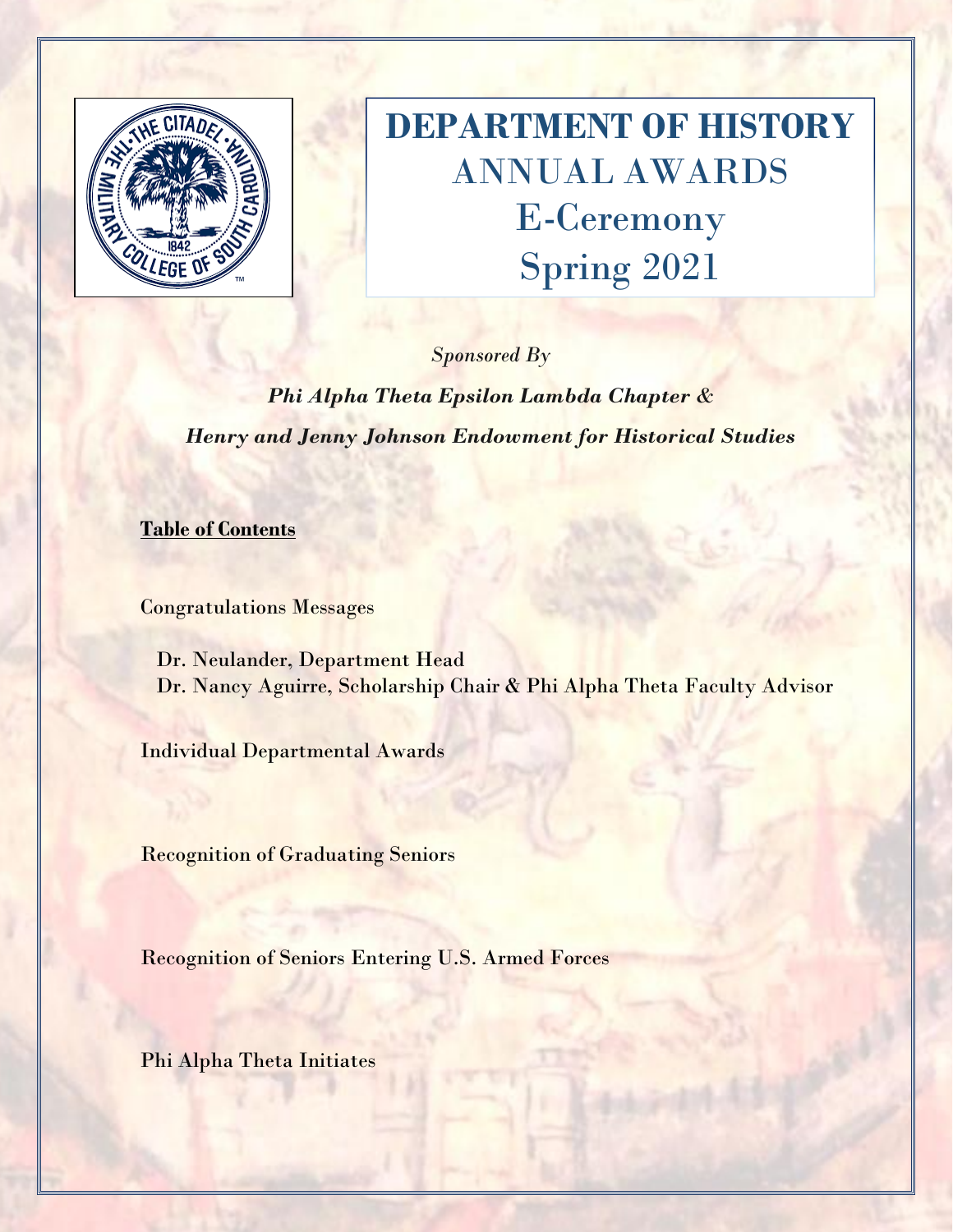# DEPARTMENT OF HISTORY
## ANNUAL AWARDS
## E-Ceremony
## Spring 2021

*Sponsored By*

***Phi Alpha Theta Epsilon Lambda Chapter &***

***Henry and Jenny Johnson Endowment for Historical Studies***

**Table of Contents**

Congratulations Messages

- Dr. Neulander, Department Head
- Dr. Nancy Aguirre, Scholarship Chair & Phi Alpha Theta Faculty Advisor

Individual Departmental Awards

Recognition of Graduating Seniors

Recognition of Seniors Entering U.S. Armed Forces

Phi Alpha Theta Initiates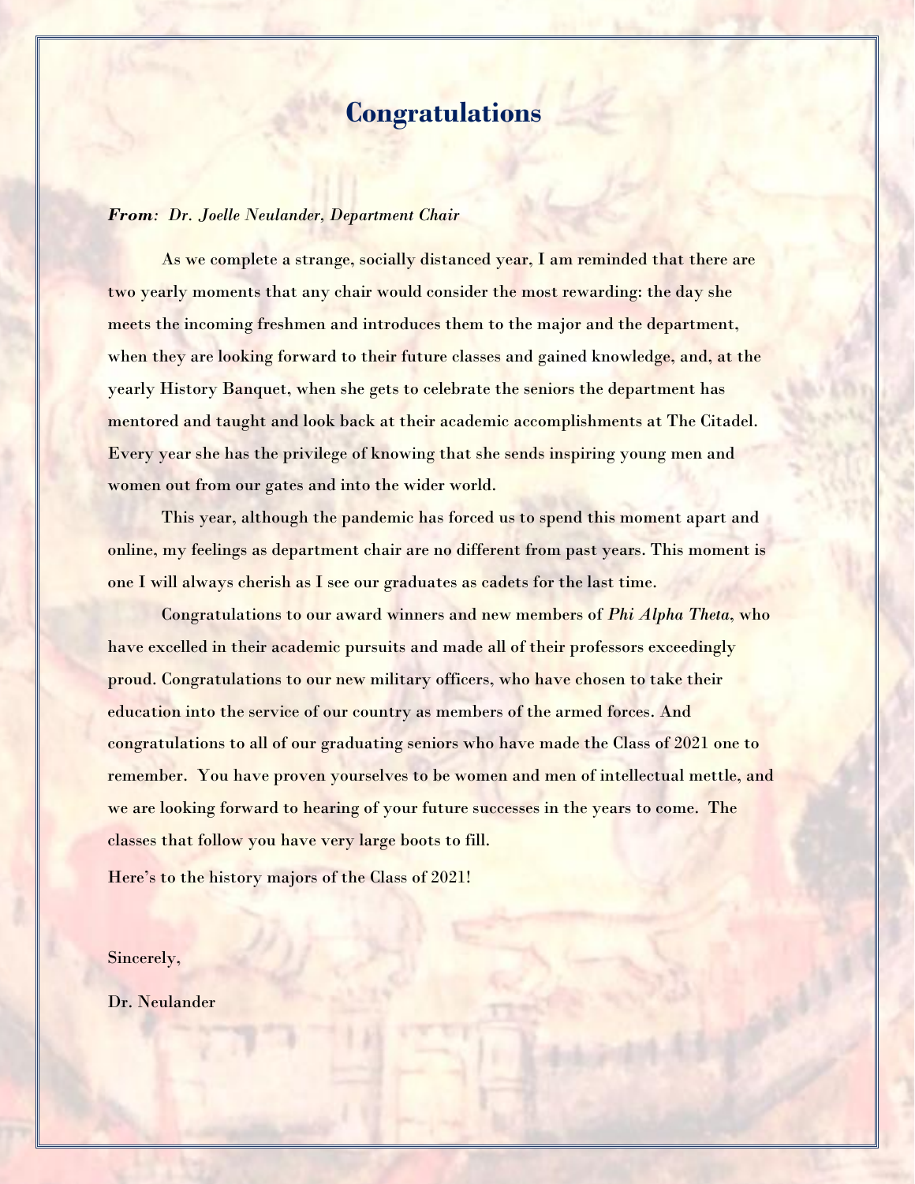# Congratulations

***From:*** *Dr. Joelle Neulander, Department Chair*

As we complete a strange, socially distanced year, I am reminded that there are two yearly moments that any chair would consider the most rewarding: the day she meets the incoming freshmen and introduces them to the major and the department, when they are looking forward to their future classes and gained knowledge, and, at the yearly History Banquet, when she gets to celebrate the seniors the department has mentored and taught and look back at their academic accomplishments at The Citadel. Every year she has the privilege of knowing that she sends inspiring young men and women out from our gates and into the wider world.

This year, although the pandemic has forced us to spend this moment apart and online, my feelings as department chair are no different from past years. This moment is one I will always cherish as I see our graduates as cadets for the last time.

Congratulations to our award winners and new members of *Phi Alpha Theta*, who have excelled in their academic pursuits and made all of their professors exceedingly proud. Congratulations to our new military officers, who have chosen to take their education into the service of our country as members of the armed forces. And congratulations to all of our graduating seniors who have made the Class of 2021 one to remember. You have proven yourselves to be women and men of intellectual mettle, and we are looking forward to hearing of your future successes in the years to come. The classes that follow you have very large boots to fill.

Here's to the history majors of the Class of 2021!

Sincerely,

Dr. Neulander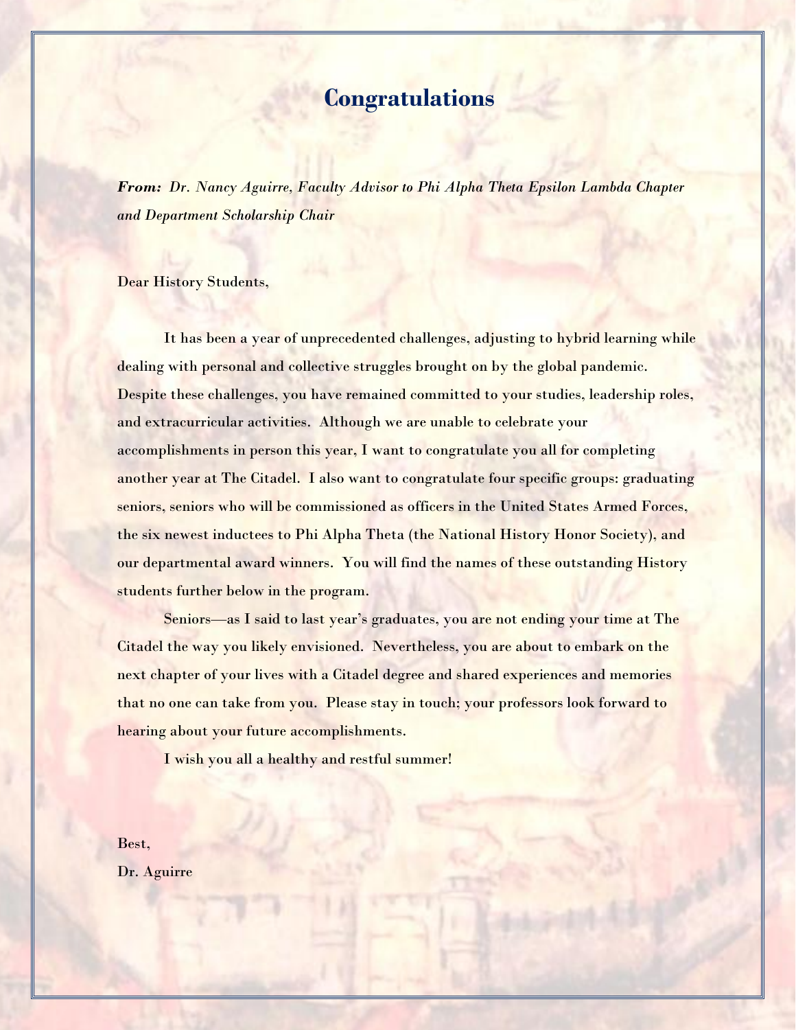# Congratulations

***From:*** *Dr. Nancy Aguirre, Faculty Advisor to Phi Alpha Theta Epsilon Lambda Chapter and Department Scholarship Chair*

Dear History Students,

It has been a year of unprecedented challenges, adjusting to hybrid learning while dealing with personal and collective struggles brought on by the global pandemic. Despite these challenges, you have remained committed to your studies, leadership roles, and extracurricular activities. Although we are unable to celebrate your accomplishments in person this year, I want to congratulate you all for completing another year at The Citadel. I also want to congratulate four specific groups: graduating seniors, seniors who will be commissioned as officers in the United States Armed Forces, the six newest inductees to Phi Alpha Theta (the National History Honor Society), and our departmental award winners. You will find the names of these outstanding History students further below in the program.

Seniors—as I said to last year's graduates, you are not ending your time at The Citadel the way you likely envisioned. Nevertheless, you are about to embark on the next chapter of your lives with a Citadel degree and shared experiences and memories that no one can take from you. Please stay in touch; your professors look forward to hearing about your future accomplishments.

I wish you all a healthy and restful summer!

Best,
Dr. Aguirre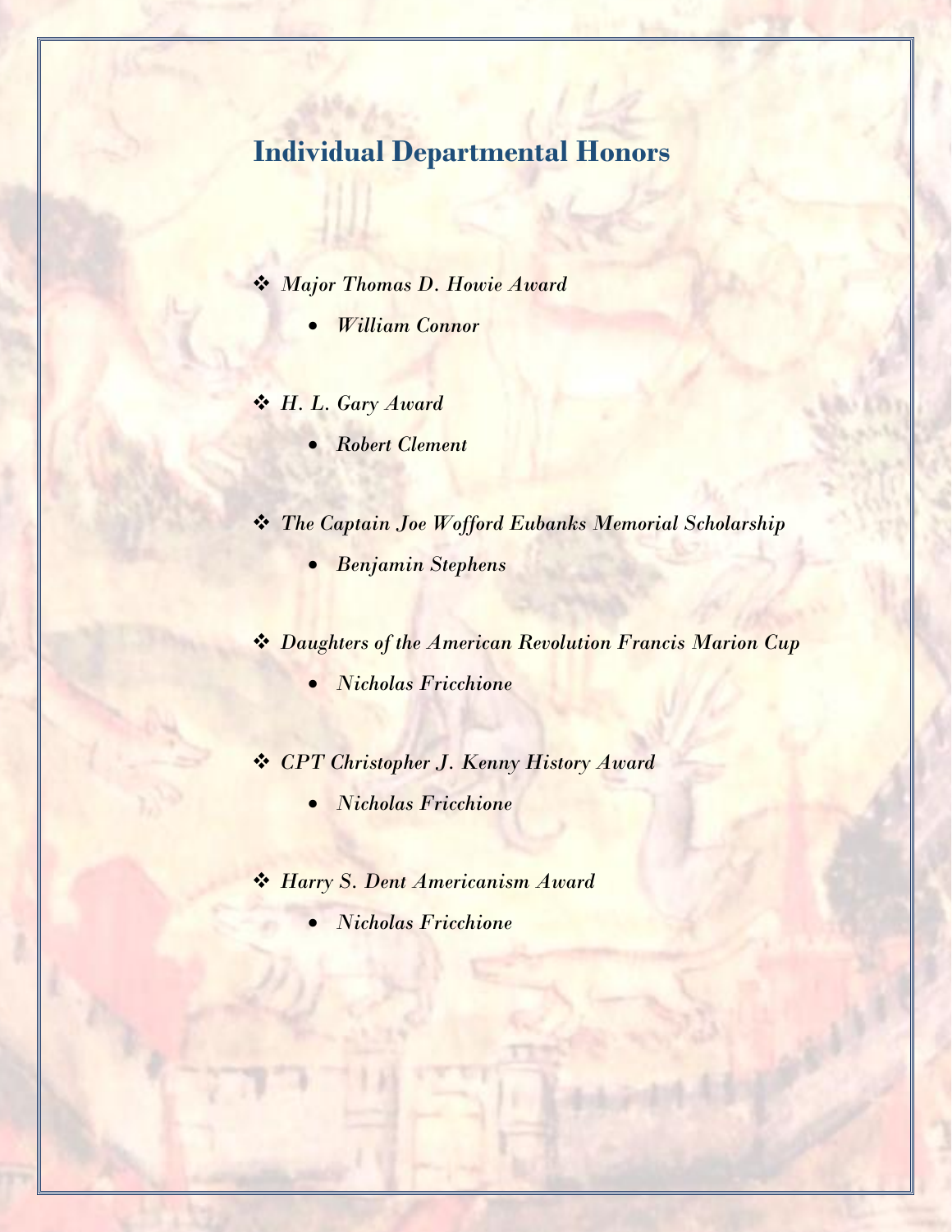## Individual Departmental Honors

- *Major Thomas D. Howie Award*
    - *William Connor*

- *H. L. Gary Award*
    - *Robert Clement*

- *The Captain Joe Wofford Eubanks Memorial Scholarship*
    - *Benjamin Stephens*

- *Daughters of the American Revolution Francis Marion Cup*
    - *Nicholas Fricchione*

- *CPT Christopher J. Kenny History Award*
    - *Nicholas Fricchione*

- *Harry S. Dent Americanism Award*
    - *Nicholas Fricchione*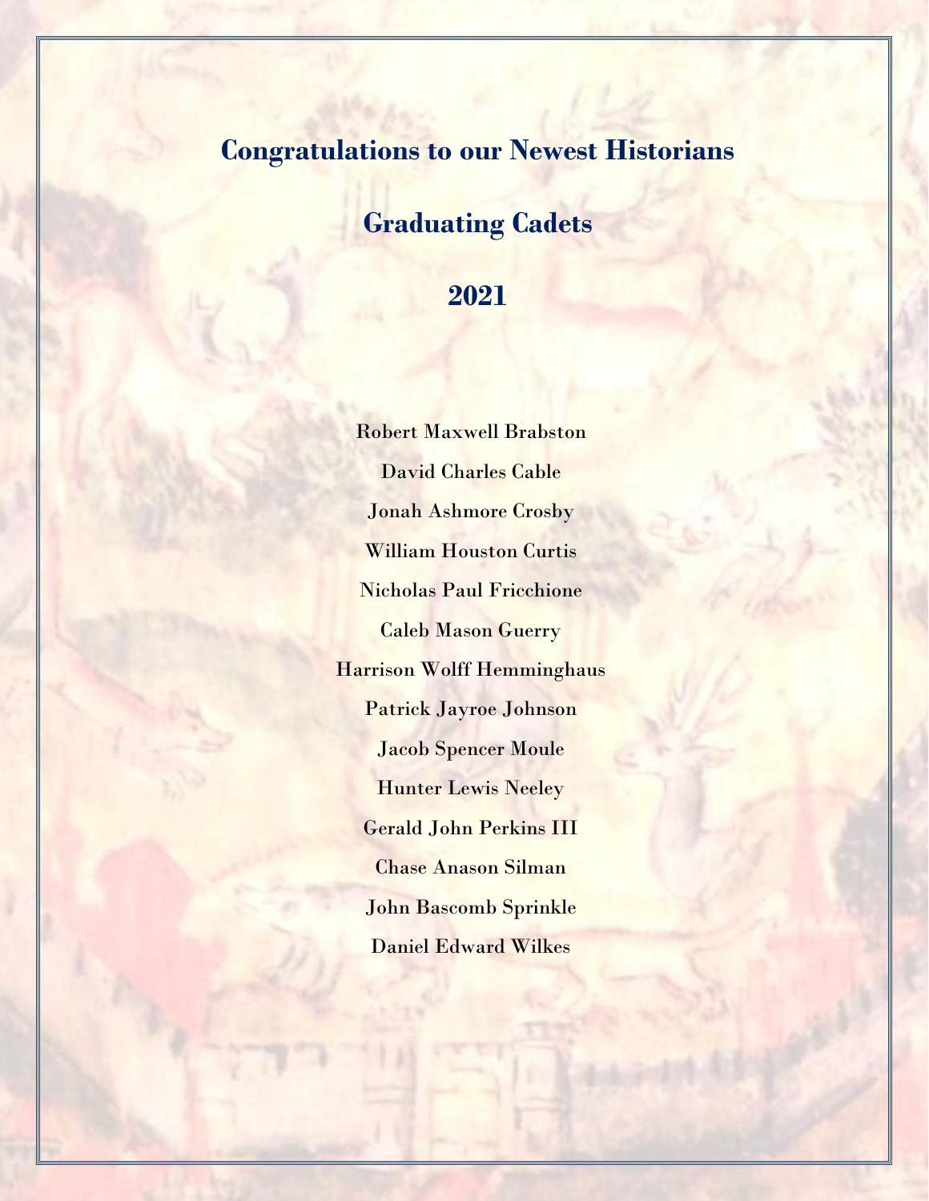# Congratulations to our Newest Historians

## Graduating Cadets

## 2021

Robert Maxwell Brabston

David Charles Cable

Jonah Ashmore Crosby

William Houston Curtis

Nicholas Paul Fricchione

Caleb Mason Guerry

Harrison Wolff Hemminghaus

Patrick Jayroe Johnson

Jacob Spencer Moule

Hunter Lewis Neeley

Gerald John Perkins III

Chase Anason Silman

John Bascomb Sprinkle

Daniel Edward Wilkes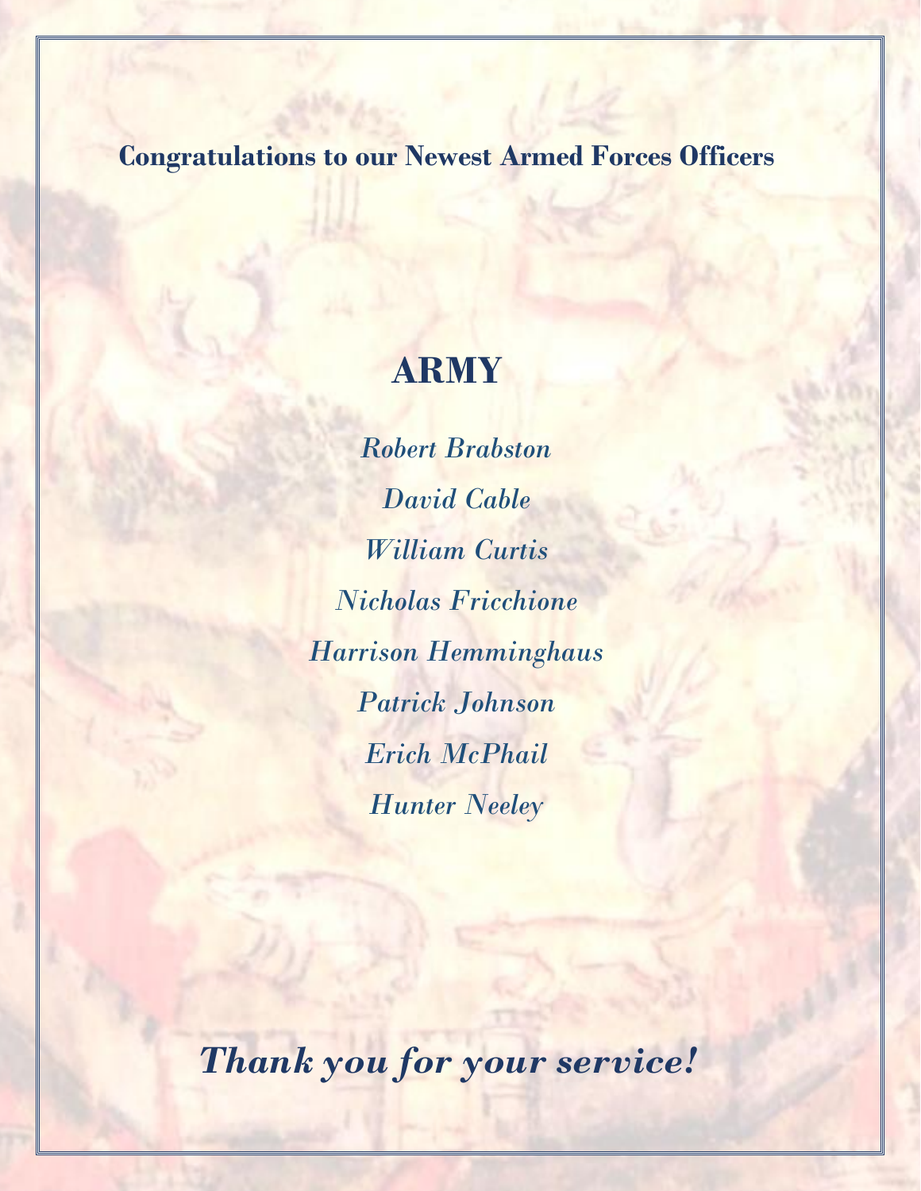**Congratulations to our Newest Armed Forces Officers**

## ARMY

*Robert Brabston*

*David Cable*

*William Curtis*

*Nicholas Fricchione*

*Harrison Hemminghaus*

*Patrick Johnson*

*Erich McPhail*

*Hunter Neeley*

***Thank you for your service!***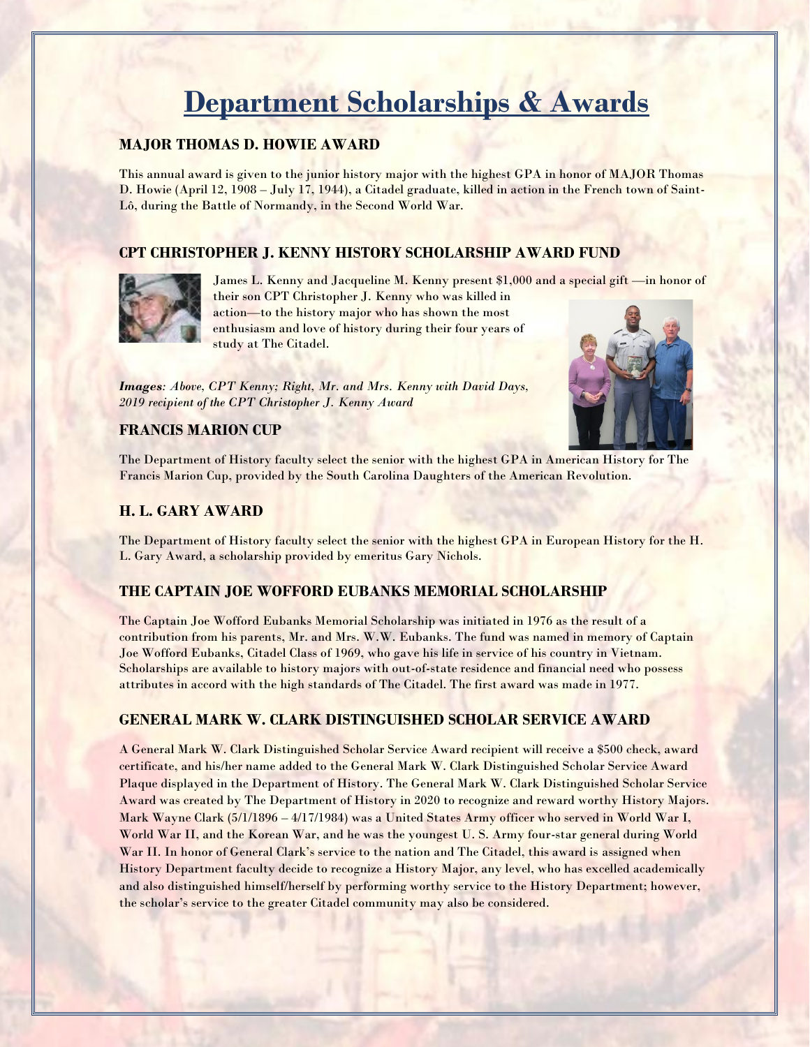# Department Scholarships & Awards

### MAJOR THOMAS D. HOWIE AWARD

This annual award is given to the junior history major with the highest GPA in honor of MAJOR Thomas D. Howie (April 12, 1908 – July 17, 1944), a Citadel graduate, killed in action in the French town of Saint-Lô, during the Battle of Normandy, in the Second World War.

### CPT CHRISTOPHER J. KENNY HISTORY SCHOLARSHIP AWARD FUND

James L. Kenny and Jacqueline M. Kenny present $1,000 and a special gift —in honor of their son CPT Christopher J. Kenny who was killed in action—to the history major who has shown the most enthusiasm and love of history during their four years of study at The Citadel.

***Images****: Above, CPT Kenny; Right, Mr. and Mrs. Kenny with David Days, 2019 recipient of the CPT Christopher J. Kenny Award*

### FRANCIS MARION CUP

The Department of History faculty select the senior with the highest GPA in American History for The Francis Marion Cup, provided by the South Carolina Daughters of the American Revolution.

### H. L. GARY AWARD

The Department of History faculty select the senior with the highest GPA in European History for the H. L. Gary Award, a scholarship provided by emeritus Gary Nichols.

### THE CAPTAIN JOE WOFFORD EUBANKS MEMORIAL SCHOLARSHIP

The Captain Joe Wofford Eubanks Memorial Scholarship was initiated in 1976 as the result of a contribution from his parents, Mr. and Mrs. W.W. Eubanks. The fund was named in memory of Captain Joe Wofford Eubanks, Citadel Class of 1969, who gave his life in service of his country in Vietnam. Scholarships are available to history majors with out-of-state residence and financial need who possess attributes in accord with the high standards of The Citadel. The first award was made in 1977.

### GENERAL MARK W. CLARK DISTINGUISHED SCHOLAR SERVICE AWARD

A General Mark W. Clark Distinguished Scholar Service Award recipient will receive a $500 check, award certificate, and his/her name added to the General Mark W. Clark Distinguished Scholar Service Award Plaque displayed in the Department of History. The General Mark W. Clark Distinguished Scholar Service Award was created by The Department of History in 2020 to recognize and reward worthy History Majors. Mark Wayne Clark (5/1/1896 – 4/17/1984) was a United States Army officer who served in World War I, World War II, and the Korean War, and he was the youngest U. S. Army four-star general during World War II. In honor of General Clark's service to the nation and The Citadel, this award is assigned when History Department faculty decide to recognize a History Major, any level, who has excelled academically and also distinguished himself/herself by performing worthy service to the History Department; however, the scholar's service to the greater Citadel community may also be considered.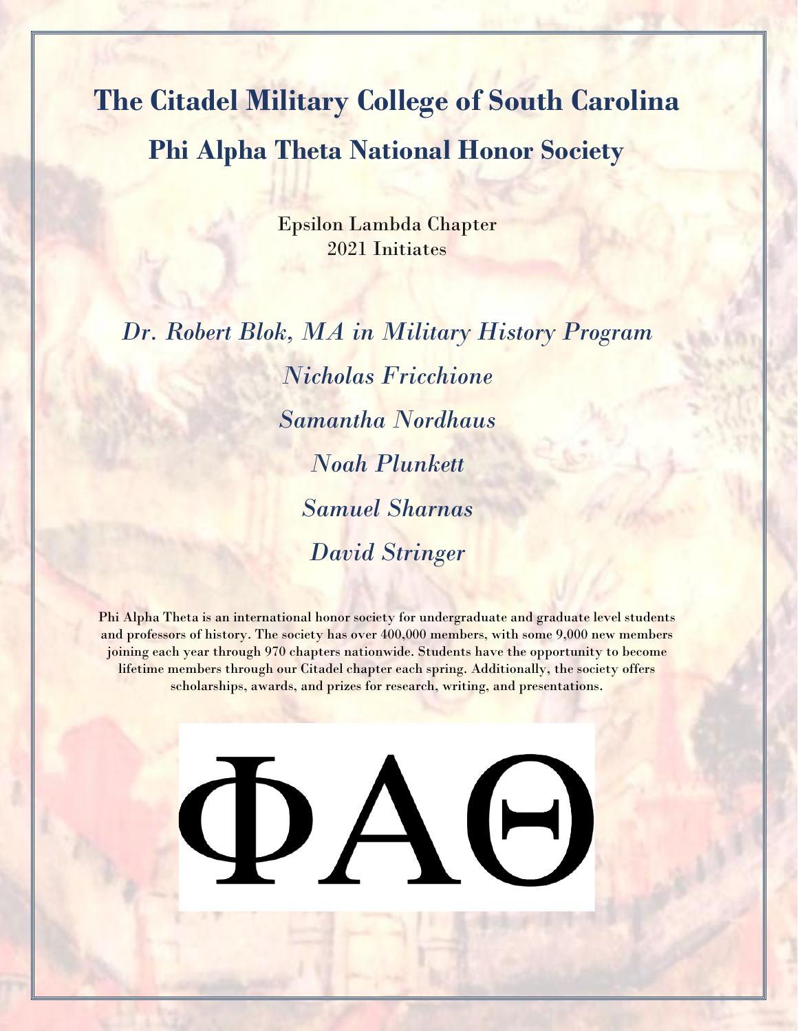# The Citadel Military College of South Carolina

## Phi Alpha Theta National Honor Society

Epsilon Lambda Chapter
2021 Initiates

*Dr. Robert Blok, MA in Military History Program*

*Nicholas Fricchione*

*Samantha Nordhaus*

*Noah Plunkett*

*Samuel Sharnas*

*David Stringer*

Phi Alpha Theta is an international honor society for undergraduate and graduate level students and professors of history. The society has over 400,000 members, with some 9,000 new members joining each year through 970 chapters nationwide. Students have the opportunity to become lifetime members through our Citadel chapter each spring. Additionally, the society offers scholarships, awards, and prizes for research, writing, and presentations.

ΦΑΘ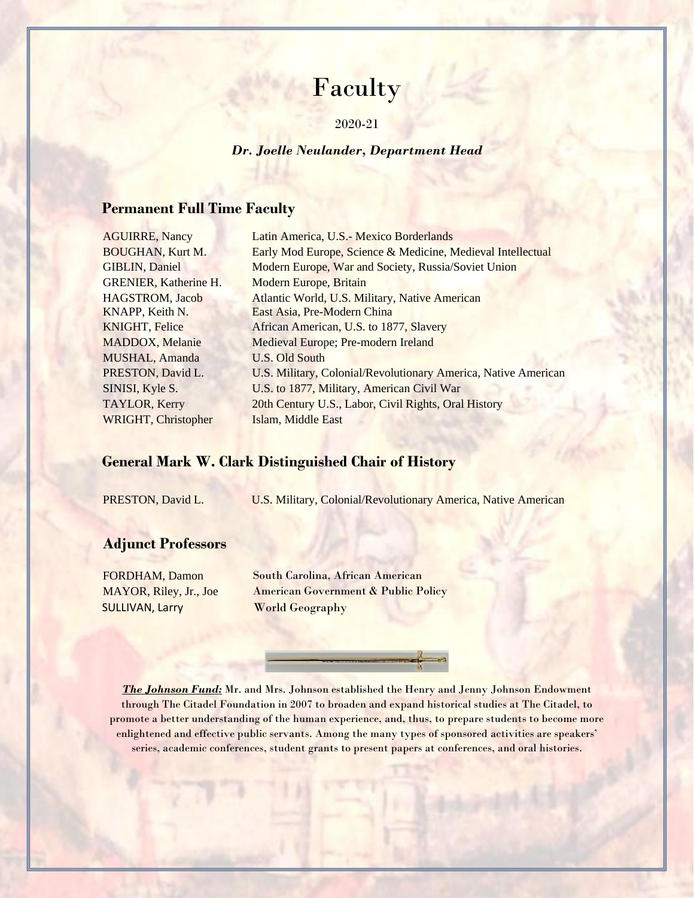# Faculty

2020-21

***Dr. Joelle Neulander, Department Head***

## Permanent Full Time Faculty

| | |
|---|---|
| AGUIRRE, Nancy | Latin America, U.S.- Mexico Borderlands |
| BOUGHAN, Kurt M. | Early Mod Europe, Science & Medicine, Medieval Intellectual |
| GIBLIN, Daniel | Modern Europe, War and Society, Russia/Soviet Union |
| GRENIER, Katherine H. | Modern Europe, Britain |
| HAGSTROM, Jacob | Atlantic World, U.S. Military, Native American |
| KNAPP, Keith N. | East Asia, Pre-Modern China |
| KNIGHT, Felice | African American, U.S. to 1877, Slavery |
| MADDOX, Melanie | Medieval Europe; Pre-modern Ireland |
| MUSHAL, Amanda | U.S. Old South |
| PRESTON, David L. | U.S. Military, Colonial/Revolutionary America, Native American |
| SINISI, Kyle S. | U.S. to 1877, Military, American Civil War |
| TAYLOR, Kerry | 20th Century U.S., Labor, Civil Rights, Oral History |
| WRIGHT, Christopher | Islam, Middle East |

## General Mark W. Clark Distinguished Chair of History

| | |
|---|---|
| PRESTON, David L. | U.S. Military, Colonial/Revolutionary America, Native American |

## Adjunct Professors

| | |
|---|---|
| FORDHAM, Damon | South Carolina, African American |
| MAYOR, Riley, Jr., Joe | American Government & Public Policy |
| SULLIVAN, Larry | World Geography |

***The Johnson Fund:*** Mr. and Mrs. Johnson established the Henry and Jenny Johnson Endowment through The Citadel Foundation in 2007 to broaden and expand historical studies at The Citadel, to promote a better understanding of the human experience, and, thus, to prepare students to become more enlightened and effective public servants. Among the many types of sponsored activities are speakers' series, academic conferences, student grants to present papers at conferences, and oral histories.